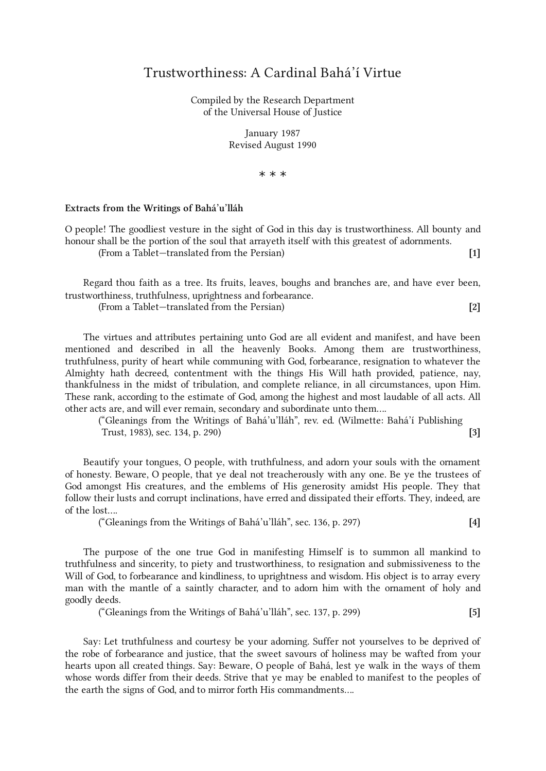# Trustworthiness: A Cardinal Bahá'í Virtue

Compiled by the Research Department
of the Universal House of Justice

January 1987
Revised August 1990

\* \* \*

### Extracts from the Writings of Bahá'u'lláh

O people! The goodliest vesture in the sight of God in this day is trustworthiness. All bounty and honour shall be the portion of the soul that arrayeth itself with this greatest of adornments.

(From a Tablet—translated from the Persian) **[1]**

Regard thou faith as a tree. Its fruits, leaves, boughs and branches are, and have ever been, trustworthiness, truthfulness, uprightness and forbearance.

(From a Tablet—translated from the Persian) **[2]**

The virtues and attributes pertaining unto God are all evident and manifest, and have been mentioned and described in all the heavenly Books. Among them are trustworthiness, truthfulness, purity of heart while communing with God, forbearance, resignation to whatever the Almighty hath decreed, contentment with the things His Will hath provided, patience, nay, thankfulness in the midst of tribulation, and complete reliance, in all circumstances, upon Him. These rank, according to the estimate of God, among the highest and most laudable of all acts. All other acts are, and will ever remain, secondary and subordinate unto them....

("Gleanings from the Writings of Bahá'u'lláh", rev. ed. (Wilmette: Bahá'í Publishing Trust, 1983), sec. 134, p. 290) **[3]**

Beautify your tongues, O people, with truthfulness, and adorn your souls with the ornament of honesty. Beware, O people, that ye deal not treacherously with any one. Be ye the trustees of God amongst His creatures, and the emblems of His generosity amidst His people. They that follow their lusts and corrupt inclinations, have erred and dissipated their efforts. They, indeed, are of the lost....

("Gleanings from the Writings of Bahá'u'lláh", sec. 136, p. 297) **[4]**

The purpose of the one true God in manifesting Himself is to summon all mankind to truthfulness and sincerity, to piety and trustworthiness, to resignation and submissiveness to the Will of God, to forbearance and kindliness, to uprightness and wisdom. His object is to array every man with the mantle of a saintly character, and to adorn him with the ornament of holy and goodly deeds.

("Gleanings from the Writings of Bahá'u'lláh", sec. 137, p. 299) **[5]**

Say: Let truthfulness and courtesy be your adorning. Suffer not yourselves to be deprived of the robe of forbearance and justice, that the sweet savours of holiness may be wafted from your hearts upon all created things. Say: Beware, O people of Bahá, lest ye walk in the ways of them whose words differ from their deeds. Strive that ye may be enabled to manifest to the peoples of the earth the signs of God, and to mirror forth His commandments....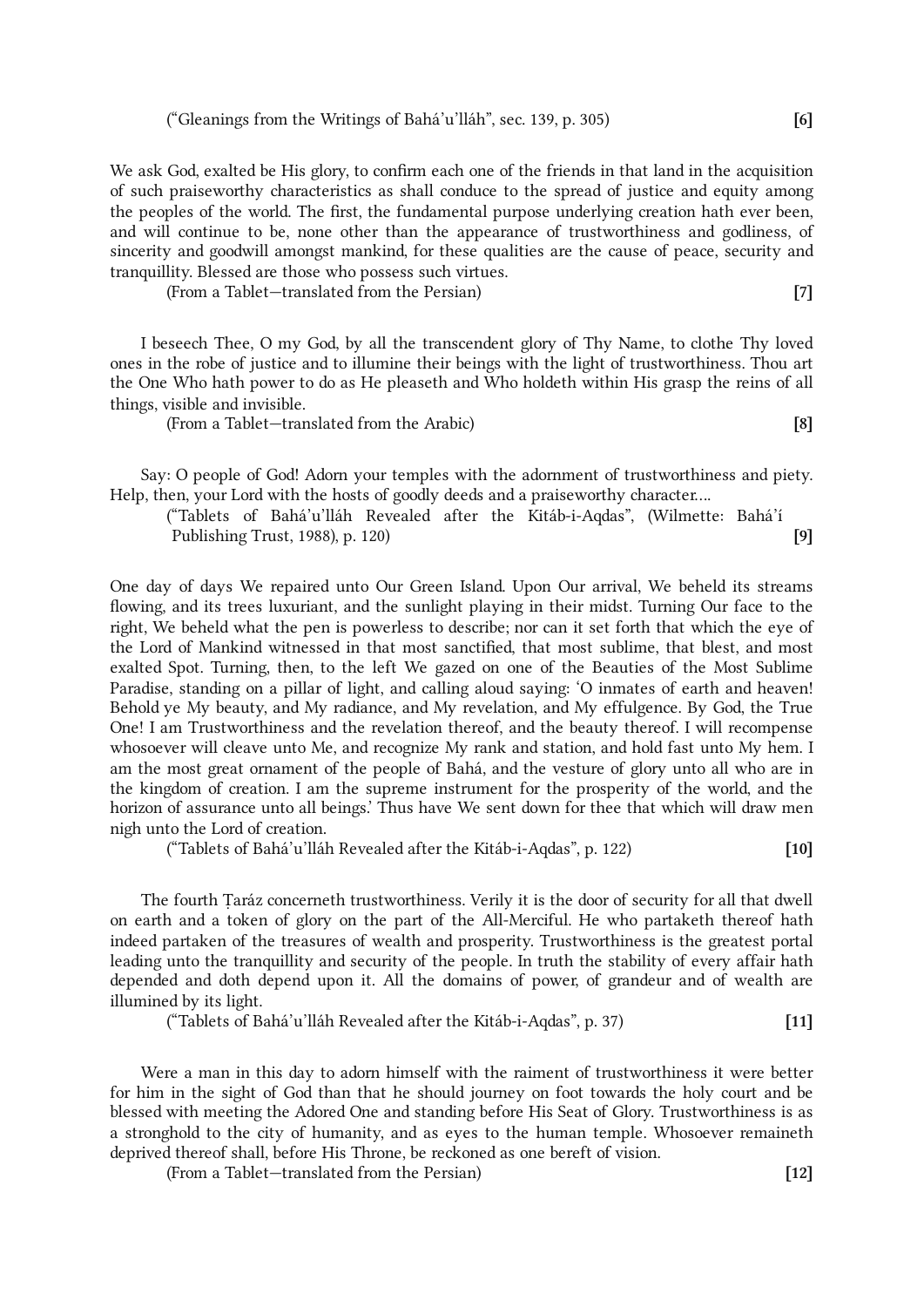("Gleanings from the Writings of Bahá'u'lláh", sec. 139, p. 305) **[6]**

We ask God, exalted be His glory, to confirm each one of the friends in that land in the acquisition of such praiseworthy characteristics as shall conduce to the spread of justice and equity among the peoples of the world. The first, the fundamental purpose underlying creation hath ever been, and will continue to be, none other than the appearance of trustworthiness and godliness, of sincerity and goodwill amongst mankind, for these qualities are the cause of peace, security and tranquillity. Blessed are those who possess such virtues.

(From a Tablet—translated from the Persian) **[7]**

I beseech Thee, O my God, by all the transcendent glory of Thy Name, to clothe Thy loved ones in the robe of justice and to illumine their beings with the light of trustworthiness. Thou art the One Who hath power to do as He pleaseth and Who holdeth within His grasp the reins of all things, visible and invisible.

(From a Tablet—translated from the Arabic) **[8]**

Say: O people of God! Adorn your temples with the adornment of trustworthiness and piety. Help, then, your Lord with the hosts of goodly deeds and a praiseworthy character....

("Tablets of Bahá'u'lláh Revealed after the Kitáb-i-Aqdas", (Wilmette: Bahá'í Publishing Trust, 1988), p. 120) **[9]**

One day of days We repaired unto Our Green Island. Upon Our arrival, We beheld its streams flowing, and its trees luxuriant, and the sunlight playing in their midst. Turning Our face to the right, We beheld what the pen is powerless to describe; nor can it set forth that which the eye of the Lord of Mankind witnessed in that most sanctified, that most sublime, that blest, and most exalted Spot. Turning, then, to the left We gazed on one of the Beauties of the Most Sublime Paradise, standing on a pillar of light, and calling aloud saying: 'O inmates of earth and heaven! Behold ye My beauty, and My radiance, and My revelation, and My effulgence. By God, the True One! I am Trustworthiness and the revelation thereof, and the beauty thereof. I will recompense whosoever will cleave unto Me, and recognize My rank and station, and hold fast unto My hem. I am the most great ornament of the people of Bahá, and the vesture of glory unto all who are in the kingdom of creation. I am the supreme instrument for the prosperity of the world, and the horizon of assurance unto all beings.' Thus have We sent down for thee that which will draw men nigh unto the Lord of creation.

("Tablets of Bahá'u'lláh Revealed after the Kitáb-i-Aqdas", p. 122) **[10]**

The fourth Ṭaráz concerneth trustworthiness. Verily it is the door of security for all that dwell on earth and a token of glory on the part of the All-Merciful. He who partaketh thereof hath indeed partaken of the treasures of wealth and prosperity. Trustworthiness is the greatest portal leading unto the tranquillity and security of the people. In truth the stability of every affair hath depended and doth depend upon it. All the domains of power, of grandeur and of wealth are illumined by its light.

("Tablets of Bahá'u'lláh Revealed after the Kitáb-i-Aqdas", p. 37) **[11]**

Were a man in this day to adorn himself with the raiment of trustworthiness it were better for him in the sight of God than that he should journey on foot towards the holy court and be blessed with meeting the Adored One and standing before His Seat of Glory. Trustworthiness is as a stronghold to the city of humanity, and as eyes to the human temple. Whosoever remaineth deprived thereof shall, before His Throne, be reckoned as one bereft of vision.

(From a Tablet—translated from the Persian) **[12]**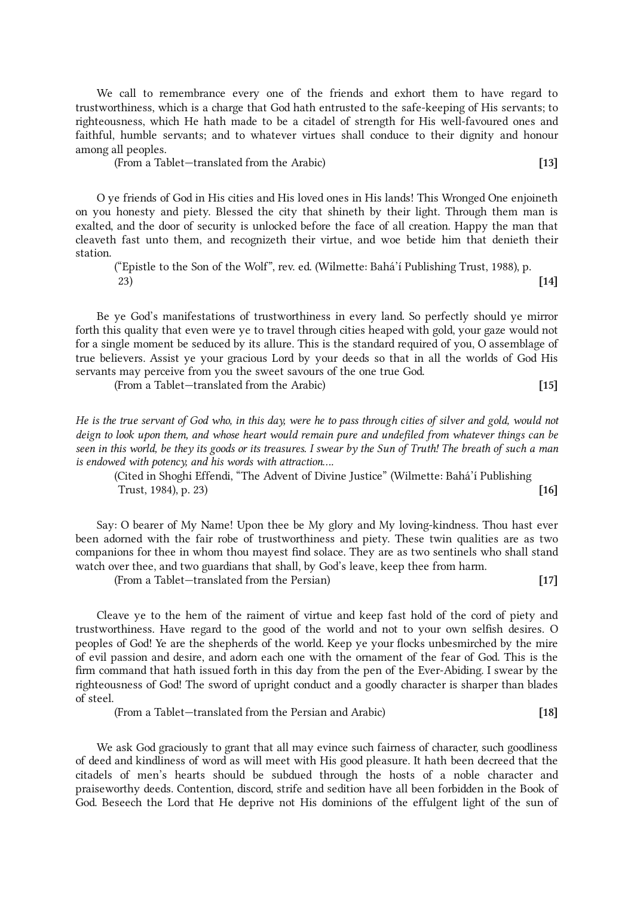We call to remembrance every one of the friends and exhort them to have regard to trustworthiness, which is a charge that God hath entrusted to the safe-keeping of His servants; to righteousness, which He hath made to be a citadel of strength for His well-favoured ones and faithful, humble servants; and to whatever virtues shall conduce to their dignity and honour among all peoples.

(From a Tablet—translated from the Arabic) **[13]**

O ye friends of God in His cities and His loved ones in His lands! This Wronged One enjoineth on you honesty and piety. Blessed the city that shineth by their light. Through them man is exalted, and the door of security is unlocked before the face of all creation. Happy the man that cleaveth fast unto them, and recognizeth their virtue, and woe betide him that denieth their station.

("Epistle to the Son of the Wolf", rev. ed. (Wilmette: Bahá'í Publishing Trust, 1988), p. 23) **[14]**

Be ye God's manifestations of trustworthiness in every land. So perfectly should ye mirror forth this quality that even were ye to travel through cities heaped with gold, your gaze would not for a single moment be seduced by its allure. This is the standard required of you, O assemblage of true believers. Assist ye your gracious Lord by your deeds so that in all the worlds of God His servants may perceive from you the sweet savours of the one true God.

(From a Tablet—translated from the Arabic) **[15]**

*He is the true servant of God who, in this day, were he to pass through cities of silver and gold, would not deign to look upon them, and whose heart would remain pure and undefiled from whatever things can be seen in this world, be they its goods or its treasures. I swear by the Sun of Truth! The breath of such a man is endowed with potency, and his words with attraction....*

(Cited in Shoghi Effendi, "The Advent of Divine Justice" (Wilmette: Bahá'í Publishing Trust, 1984), p. 23) **[16]**

Say: O bearer of My Name! Upon thee be My glory and My loving-kindness. Thou hast ever been adorned with the fair robe of trustworthiness and piety. These twin qualities are as two companions for thee in whom thou mayest find solace. They are as two sentinels who shall stand watch over thee, and two guardians that shall, by God's leave, keep thee from harm.

(From a Tablet—translated from the Persian) **[17]**

Cleave ye to the hem of the raiment of virtue and keep fast hold of the cord of piety and trustworthiness. Have regard to the good of the world and not to your own selfish desires. O peoples of God! Ye are the shepherds of the world. Keep ye your flocks unbesmirched by the mire of evil passion and desire, and adorn each one with the ornament of the fear of God. This is the firm command that hath issued forth in this day from the pen of the Ever-Abiding. I swear by the righteousness of God! The sword of upright conduct and a goodly character is sharper than blades of steel.

(From a Tablet—translated from the Persian and Arabic) **[18]**

We ask God graciously to grant that all may evince such fairness of character, such goodliness of deed and kindliness of word as will meet with His good pleasure. It hath been decreed that the citadels of men's hearts should be subdued through the hosts of a noble character and praiseworthy deeds. Contention, discord, strife and sedition have all been forbidden in the Book of God. Beseech the Lord that He deprive not His dominions of the effulgent light of the sun of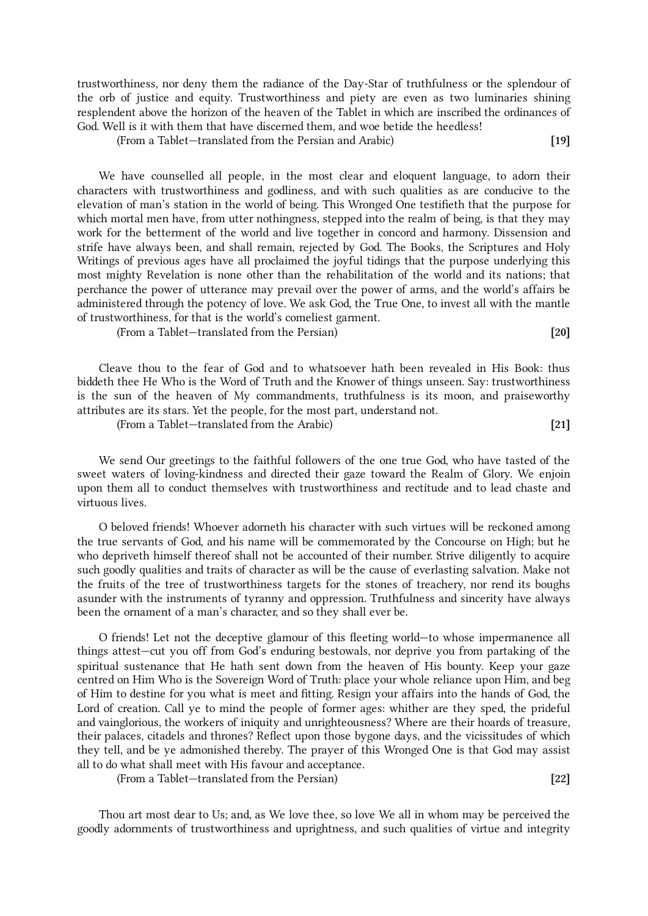trustworthiness, nor deny them the radiance of the Day-Star of truthfulness or the splendour of the orb of justice and equity. Trustworthiness and piety are even as two luminaries shining resplendent above the horizon of the heaven of the Tablet in which are inscribed the ordinances of God. Well is it with them that have discerned them, and woe betide the heedless!

(From a Tablet—translated from the Persian and Arabic) **[19]**

We have counselled all people, in the most clear and eloquent language, to adorn their characters with trustworthiness and godliness, and with such qualities as are conducive to the elevation of man's station in the world of being. This Wronged One testifieth that the purpose for which mortal men have, from utter nothingness, stepped into the realm of being, is that they may work for the betterment of the world and live together in concord and harmony. Dissension and strife have always been, and shall remain, rejected by God. The Books, the Scriptures and Holy Writings of previous ages have all proclaimed the joyful tidings that the purpose underlying this most mighty Revelation is none other than the rehabilitation of the world and its nations; that perchance the power of utterance may prevail over the power of arms, and the world's affairs be administered through the potency of love. We ask God, the True One, to invest all with the mantle of trustworthiness, for that is the world's comeliest garment.

(From a Tablet—translated from the Persian) **[20]**

Cleave thou to the fear of God and to whatsoever hath been revealed in His Book: thus biddeth thee He Who is the Word of Truth and the Knower of things unseen. Say: trustworthiness is the sun of the heaven of My commandments, truthfulness is its moon, and praiseworthy attributes are its stars. Yet the people, for the most part, understand not.

(From a Tablet—translated from the Arabic) **[21]**

We send Our greetings to the faithful followers of the one true God, who have tasted of the sweet waters of loving-kindness and directed their gaze toward the Realm of Glory. We enjoin upon them all to conduct themselves with trustworthiness and rectitude and to lead chaste and virtuous lives.

O beloved friends! Whoever adorneth his character with such virtues will be reckoned among the true servants of God, and his name will be commemorated by the Concourse on High; but he who depriveth himself thereof shall not be accounted of their number. Strive diligently to acquire such goodly qualities and traits of character as will be the cause of everlasting salvation. Make not the fruits of the tree of trustworthiness targets for the stones of treachery, nor rend its boughs asunder with the instruments of tyranny and oppression. Truthfulness and sincerity have always been the ornament of a man's character, and so they shall ever be.

O friends! Let not the deceptive glamour of this fleeting world—to whose impermanence all things attest—cut you off from God's enduring bestowals, nor deprive you from partaking of the spiritual sustenance that He hath sent down from the heaven of His bounty. Keep your gaze centred on Him Who is the Sovereign Word of Truth: place your whole reliance upon Him, and beg of Him to destine for you what is meet and fitting. Resign your affairs into the hands of God, the Lord of creation. Call ye to mind the people of former ages: whither are they sped, the prideful and vainglorious, the workers of iniquity and unrighteousness? Where are their hoards of treasure, their palaces, citadels and thrones? Reflect upon those bygone days, and the vicissitudes of which they tell, and be ye admonished thereby. The prayer of this Wronged One is that God may assist all to do what shall meet with His favour and acceptance.

(From a Tablet—translated from the Persian) **[22]**

Thou art most dear to Us; and, as We love thee, so love We all in whom may be perceived the goodly adornments of trustworthiness and uprightness, and such qualities of virtue and integrity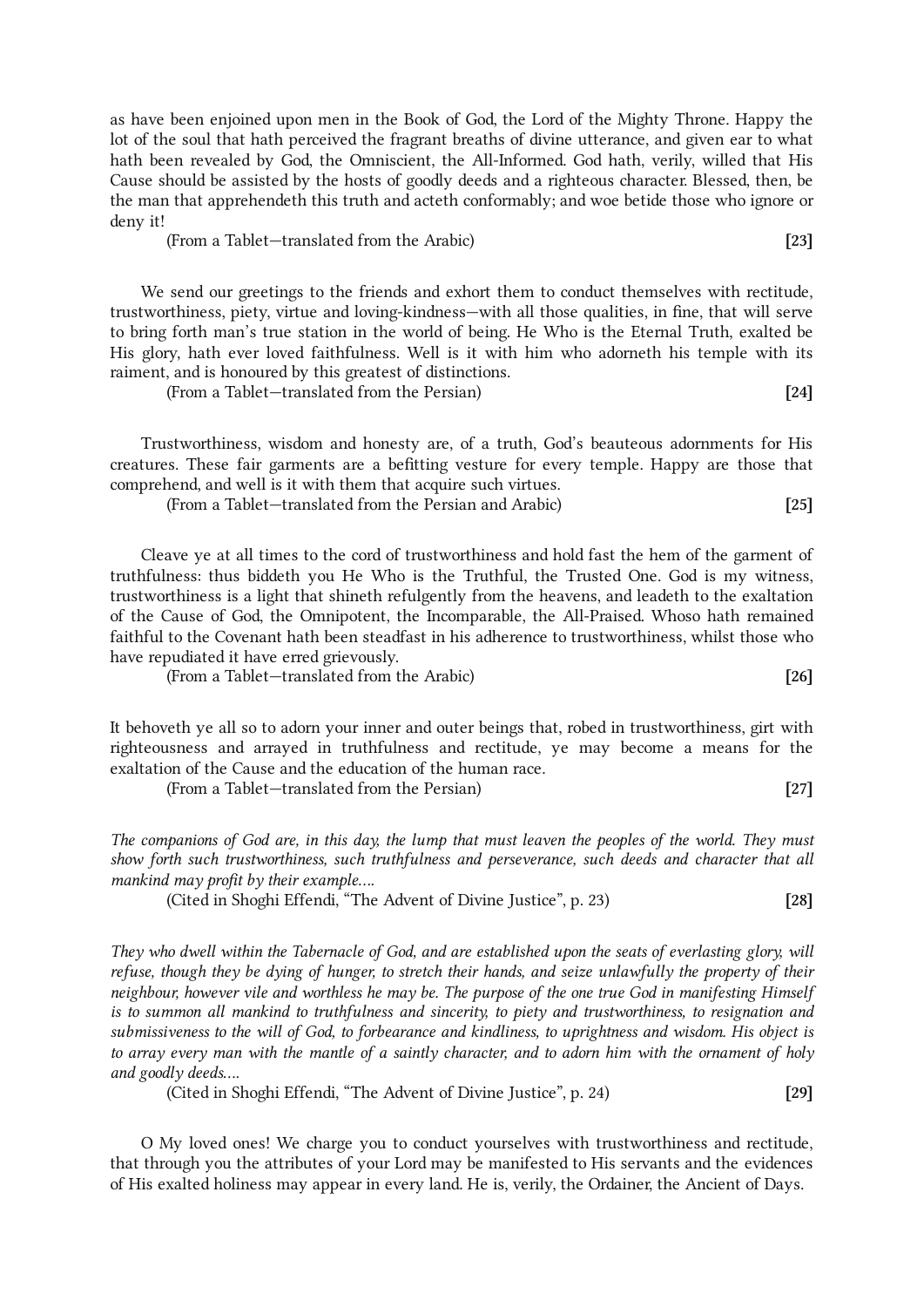as have been enjoined upon men in the Book of God, the Lord of the Mighty Throne. Happy the lot of the soul that hath perceived the fragrant breaths of divine utterance, and given ear to what hath been revealed by God, the Omniscient, the All-Informed. God hath, verily, willed that His Cause should be assisted by the hosts of goodly deeds and a righteous character. Blessed, then, be the man that apprehendeth this truth and acteth conformably; and woe betide those who ignore or deny it!

(From a Tablet—translated from the Arabic) **[23]**

We send our greetings to the friends and exhort them to conduct themselves with rectitude, trustworthiness, piety, virtue and loving-kindness—with all those qualities, in fine, that will serve to bring forth man's true station in the world of being. He Who is the Eternal Truth, exalted be His glory, hath ever loved faithfulness. Well is it with him who adorneth his temple with its raiment, and is honoured by this greatest of distinctions.

(From a Tablet—translated from the Persian) **[24]**

Trustworthiness, wisdom and honesty are, of a truth, God's beauteous adornments for His creatures. These fair garments are a befitting vesture for every temple. Happy are those that comprehend, and well is it with them that acquire such virtues.

(From a Tablet—translated from the Persian and Arabic) **[25]**

Cleave ye at all times to the cord of trustworthiness and hold fast the hem of the garment of truthfulness: thus biddeth you He Who is the Truthful, the Trusted One. God is my witness, trustworthiness is a light that shineth refulgently from the heavens, and leadeth to the exaltation of the Cause of God, the Omnipotent, the Incomparable, the All-Praised. Whoso hath remained faithful to the Covenant hath been steadfast in his adherence to trustworthiness, whilst those who have repudiated it have erred grievously.

(From a Tablet—translated from the Arabic) **[26]**

It behoveth ye all so to adorn your inner and outer beings that, robed in trustworthiness, girt with righteousness and arrayed in truthfulness and rectitude, ye may become a means for the exaltation of the Cause and the education of the human race.

(From a Tablet—translated from the Persian) **[27]**

*The companions of God are, in this day, the lump that must leaven the peoples of the world. They must show forth such trustworthiness, such truthfulness and perseverance, such deeds and character that all mankind may profit by their example….*

(Cited in Shoghi Effendi, "The Advent of Divine Justice", p. 23) **[28]**

*They who dwell within the Tabernacle of God, and are established upon the seats of everlasting glory, will refuse, though they be dying of hunger, to stretch their hands, and seize unlawfully the property of their neighbour, however vile and worthless he may be. The purpose of the one true God in manifesting Himself is to summon all mankind to truthfulness and sincerity, to piety and trustworthiness, to resignation and submissiveness to the will of God, to forbearance and kindliness, to uprightness and wisdom. His object is to array every man with the mantle of a saintly character, and to adorn him with the ornament of holy and goodly deeds….*

(Cited in Shoghi Effendi, "The Advent of Divine Justice", p. 24) **[29]**

O My loved ones! We charge you to conduct yourselves with trustworthiness and rectitude, that through you the attributes of your Lord may be manifested to His servants and the evidences of His exalted holiness may appear in every land. He is, verily, the Ordainer, the Ancient of Days.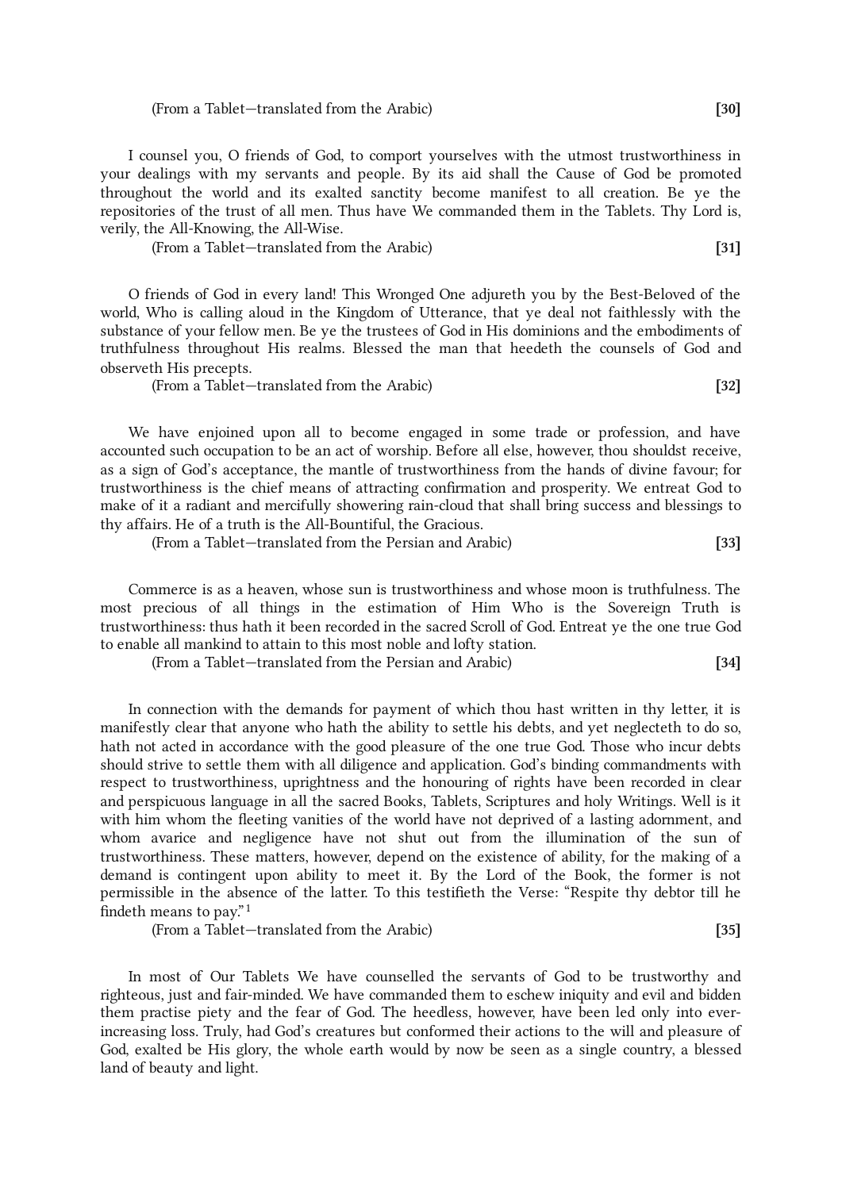(From a Tablet—translated from the Arabic) **[30]**

I counsel you, O friends of God, to comport yourselves with the utmost trustworthiness in your dealings with my servants and people. By its aid shall the Cause of God be promoted throughout the world and its exalted sanctity become manifest to all creation. Be ye the repositories of the trust of all men. Thus have We commanded them in the Tablets. Thy Lord is, verily, the All-Knowing, the All-Wise.

(From a Tablet—translated from the Arabic) **[31]**

O friends of God in every land! This Wronged One adjureth you by the Best-Beloved of the world, Who is calling aloud in the Kingdom of Utterance, that ye deal not faithlessly with the substance of your fellow men. Be ye the trustees of God in His dominions and the embodiments of truthfulness throughout His realms. Blessed the man that heedeth the counsels of God and observeth His precepts.

(From a Tablet—translated from the Arabic) **[32]**

We have enjoined upon all to become engaged in some trade or profession, and have accounted such occupation to be an act of worship. Before all else, however, thou shouldst receive, as a sign of God's acceptance, the mantle of trustworthiness from the hands of divine favour; for trustworthiness is the chief means of attracting confirmation and prosperity. We entreat God to make of it a radiant and mercifully showering rain-cloud that shall bring success and blessings to thy affairs. He of a truth is the All-Bountiful, the Gracious.

(From a Tablet—translated from the Persian and Arabic) **[33]**

Commerce is as a heaven, whose sun is trustworthiness and whose moon is truthfulness. The most precious of all things in the estimation of Him Who is the Sovereign Truth is trustworthiness: thus hath it been recorded in the sacred Scroll of God. Entreat ye the one true God to enable all mankind to attain to this most noble and lofty station.

(From a Tablet—translated from the Persian and Arabic) **[34]**

In connection with the demands for payment of which thou hast written in thy letter, it is manifestly clear that anyone who hath the ability to settle his debts, and yet neglecteth to do so, hath not acted in accordance with the good pleasure of the one true God. Those who incur debts should strive to settle them with all diligence and application. God's binding commandments with respect to trustworthiness, uprightness and the honouring of rights have been recorded in clear and perspicuous language in all the sacred Books, Tablets, Scriptures and holy Writings. Well is it with him whom the fleeting vanities of the world have not deprived of a lasting adornment, and whom avarice and negligence have not shut out from the illumination of the sun of trustworthiness. These matters, however, depend on the existence of ability, for the making of a demand is contingent upon ability to meet it. By the Lord of the Book, the former is not permissible in the absence of the latter. To this testifieth the Verse: "Respite thy debtor till he findeth means to pay."[1]

(From a Tablet—translated from the Arabic) **[35]**

In most of Our Tablets We have counselled the servants of God to be trustworthy and righteous, just and fair-minded. We have commanded them to eschew iniquity and evil and bidden them practise piety and the fear of God. The heedless, however, have been led only into ever-increasing loss. Truly, had God's creatures but conformed their actions to the will and pleasure of God, exalted be His glory, the whole earth would by now be seen as a single country, a blessed land of beauty and light.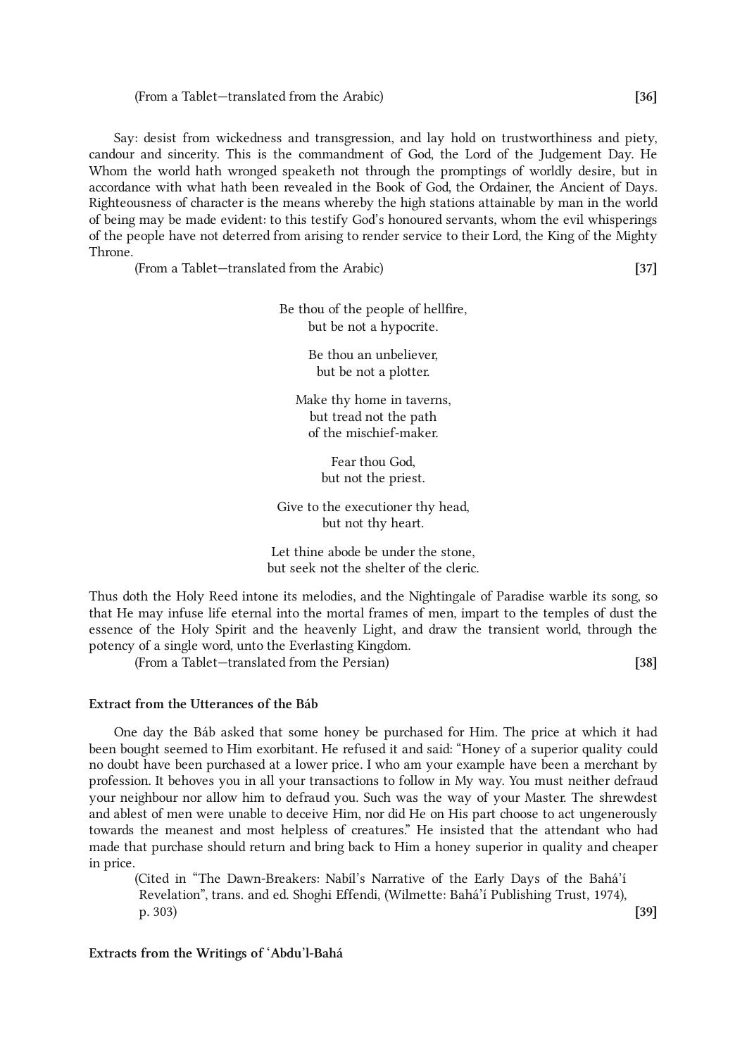(From a Tablet—translated from the Arabic) **[36]**

Say: desist from wickedness and transgression, and lay hold on trustworthiness and piety, candour and sincerity. This is the commandment of God, the Lord of the Judgement Day. He Whom the world hath wronged speaketh not through the promptings of worldly desire, but in accordance with what hath been revealed in the Book of God, the Ordainer, the Ancient of Days. Righteousness of character is the means whereby the high stations attainable by man in the world of being may be made evident: to this testify God's honoured servants, whom the evil whisperings of the people have not deterred from arising to render service to their Lord, the King of the Mighty Throne.

(From a Tablet—translated from the Arabic) **[37]**

Be thou of the people of hellfire,
but be not a hypocrite.

Be thou an unbeliever,
but be not a plotter.

Make thy home in taverns,
but tread not the path
of the mischief-maker.

Fear thou God,
but not the priest.

Give to the executioner thy head,
but not thy heart.

Let thine abode be under the stone,
but seek not the shelter of the cleric.

Thus doth the Holy Reed intone its melodies, and the Nightingale of Paradise warble its song, so that He may infuse life eternal into the mortal frames of men, impart to the temples of dust the essence of the Holy Spirit and the heavenly Light, and draw the transient world, through the potency of a single word, unto the Everlasting Kingdom.

(From a Tablet—translated from the Persian) **[38]**

**Extract from the Utterances of the Báb**

One day the Báb asked that some honey be purchased for Him. The price at which it had been bought seemed to Him exorbitant. He refused it and said: "Honey of a superior quality could no doubt have been purchased at a lower price. I who am your example have been a merchant by profession. It behoves you in all your transactions to follow in My way. You must neither defraud your neighbour nor allow him to defraud you. Such was the way of your Master. The shrewdest and ablest of men were unable to deceive Him, nor did He on His part choose to act ungenerously towards the meanest and most helpless of creatures." He insisted that the attendant who had made that purchase should return and bring back to Him a honey superior in quality and cheaper in price.

(Cited in "The Dawn-Breakers: Nabíl's Narrative of the Early Days of the Bahá'í Revelation", trans. and ed. Shoghi Effendi, (Wilmette: Bahá'í Publishing Trust, 1974), p. 303) **[39]**

**Extracts from the Writings of 'Abdu'l-Bahá**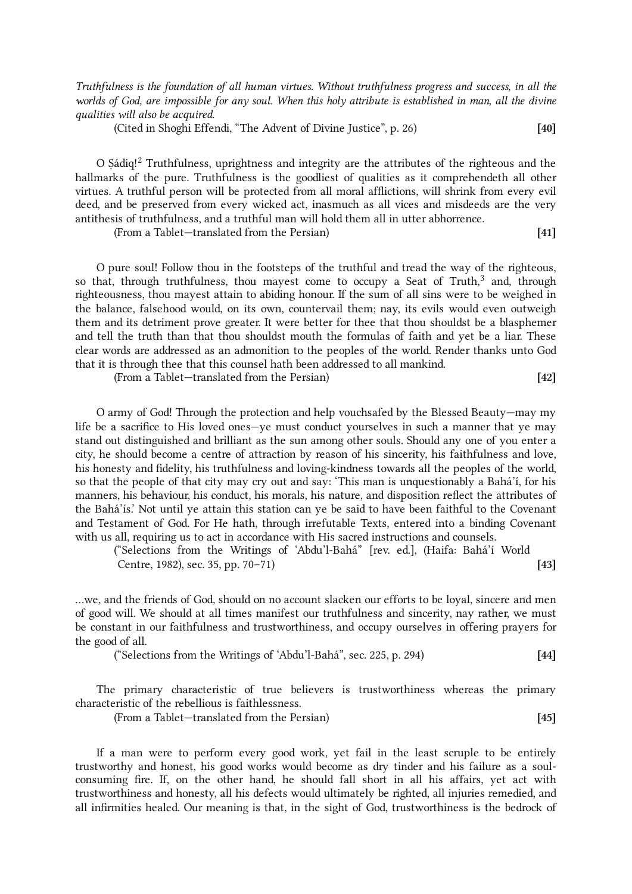*Truthfulness is the foundation of all human virtues. Without truthfulness progress and success, in all the worlds of God, are impossible for any soul. When this holy attribute is established in man, all the divine qualities will also be acquired.*

(Cited in Shoghi Effendi, "The Advent of Divine Justice", p. 26) **[40]**

O Ṣádiq![2] Truthfulness, uprightness and integrity are the attributes of the righteous and the hallmarks of the pure. Truthfulness is the goodliest of qualities as it comprehendeth all other virtues. A truthful person will be protected from all moral afflictions, will shrink from every evil deed, and be preserved from every wicked act, inasmuch as all vices and misdeeds are the very antithesis of truthfulness, and a truthful man will hold them all in utter abhorrence.

(From a Tablet—translated from the Persian) **[41]**

O pure soul! Follow thou in the footsteps of the truthful and tread the way of the righteous, so that, through truthfulness, thou mayest come to occupy a Seat of Truth,[3] and, through righteousness, thou mayest attain to abiding honour. If the sum of all sins were to be weighed in the balance, falsehood would, on its own, countervail them; nay, its evils would even outweigh them and its detriment prove greater. It were better for thee that thou shouldst be a blasphemer and tell the truth than that thou shouldst mouth the formulas of faith and yet be a liar. These clear words are addressed as an admonition to the peoples of the world. Render thanks unto God that it is through thee that this counsel hath been addressed to all mankind.

(From a Tablet—translated from the Persian) **[42]**

O army of God! Through the protection and help vouchsafed by the Blessed Beauty—may my life be a sacrifice to His loved ones—ye must conduct yourselves in such a manner that ye may stand out distinguished and brilliant as the sun among other souls. Should any one of you enter a city, he should become a centre of attraction by reason of his sincerity, his faithfulness and love, his honesty and fidelity, his truthfulness and loving-kindness towards all the peoples of the world, so that the people of that city may cry out and say: 'This man is unquestionably a Bahá'í, for his manners, his behaviour, his conduct, his morals, his nature, and disposition reflect the attributes of the Bahá'ís.' Not until ye attain this station can ye be said to have been faithful to the Covenant and Testament of God. For He hath, through irrefutable Texts, entered into a binding Covenant with us all, requiring us to act in accordance with His sacred instructions and counsels.

("Selections from the Writings of 'Abdu'l-Bahá" [rev. ed.], (Haifa: Bahá'í World Centre, 1982), sec. 35, pp. 70–71) **[43]**

...we, and the friends of God, should on no account slacken our efforts to be loyal, sincere and men of good will. We should at all times manifest our truthfulness and sincerity, nay rather, we must be constant in our faithfulness and trustworthiness, and occupy ourselves in offering prayers for the good of all.

("Selections from the Writings of 'Abdu'l-Bahá", sec. 225, p. 294) **[44]**

The primary characteristic of true believers is trustworthiness whereas the primary characteristic of the rebellious is faithlessness.

(From a Tablet—translated from the Persian) **[45]**

If a man were to perform every good work, yet fail in the least scruple to be entirely trustworthy and honest, his good works would become as dry tinder and his failure as a soul-consuming fire. If, on the other hand, he should fall short in all his affairs, yet act with trustworthiness and honesty, all his defects would ultimately be righted, all injuries remedied, and all infirmities healed. Our meaning is that, in the sight of God, trustworthiness is the bedrock of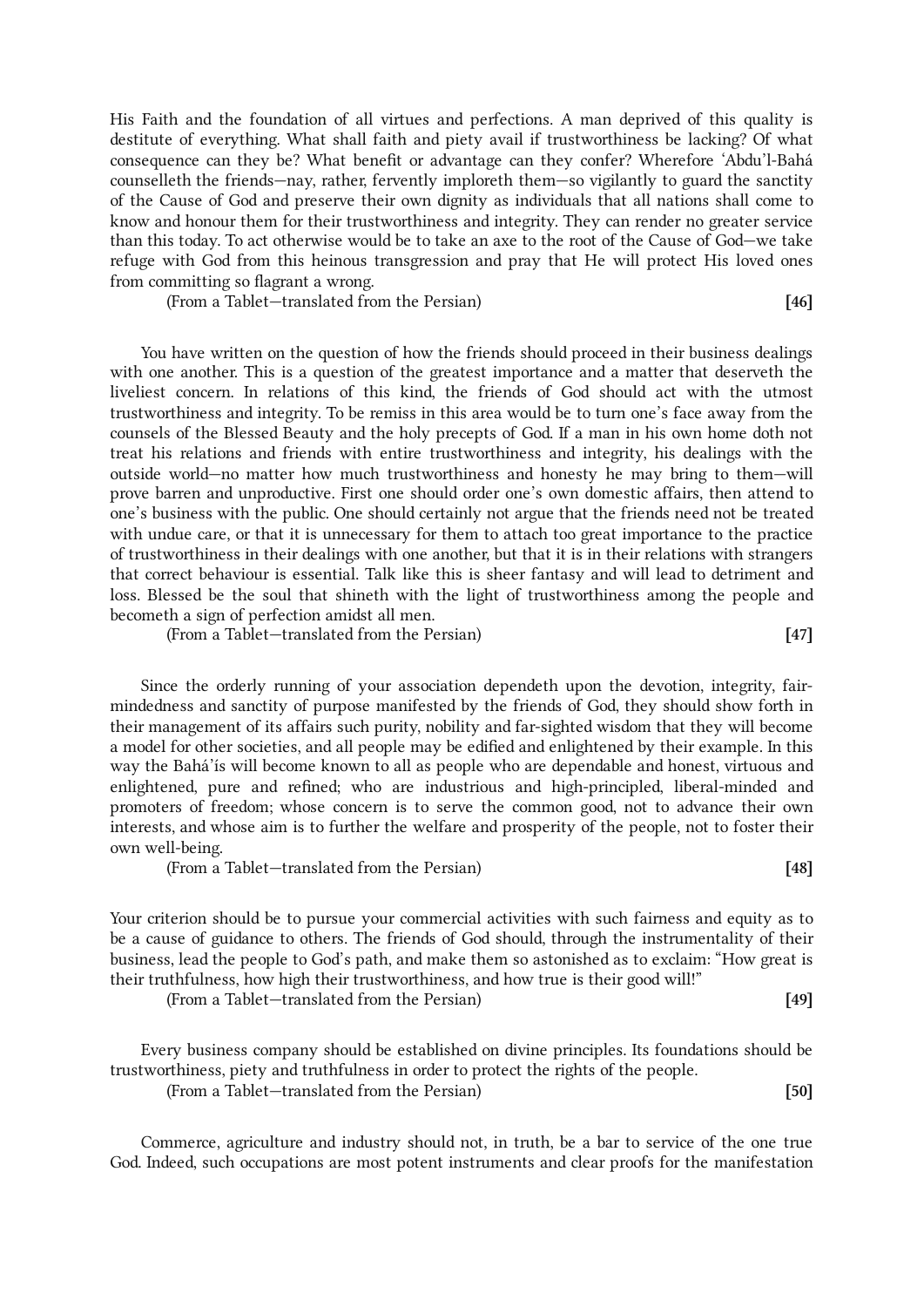His Faith and the foundation of all virtues and perfections. A man deprived of this quality is destitute of everything. What shall faith and piety avail if trustworthiness be lacking? Of what consequence can they be? What benefit or advantage can they confer? Wherefore ‘Abdu’l-Bahá counselleth the friends—nay, rather, fervently imploreth them—so vigilantly to guard the sanctity of the Cause of God and preserve their own dignity as individuals that all nations shall come to know and honour them for their trustworthiness and integrity. They can render no greater service than this today. To act otherwise would be to take an axe to the root of the Cause of God—we take refuge with God from this heinous transgression and pray that He will protect His loved ones from committing so flagrant a wrong.

(From a Tablet—translated from the Persian) **[46]**

You have written on the question of how the friends should proceed in their business dealings with one another. This is a question of the greatest importance and a matter that deserveth the liveliest concern. In relations of this kind, the friends of God should act with the utmost trustworthiness and integrity. To be remiss in this area would be to turn one’s face away from the counsels of the Blessed Beauty and the holy precepts of God. If a man in his own home doth not treat his relations and friends with entire trustworthiness and integrity, his dealings with the outside world—no matter how much trustworthiness and honesty he may bring to them—will prove barren and unproductive. First one should order one’s own domestic affairs, then attend to one’s business with the public. One should certainly not argue that the friends need not be treated with undue care, or that it is unnecessary for them to attach too great importance to the practice of trustworthiness in their dealings with one another, but that it is in their relations with strangers that correct behaviour is essential. Talk like this is sheer fantasy and will lead to detriment and loss. Blessed be the soul that shineth with the light of trustworthiness among the people and becometh a sign of perfection amidst all men.

(From a Tablet—translated from the Persian) **[47]**

Since the orderly running of your association dependeth upon the devotion, integrity, fair-mindedness and sanctity of purpose manifested by the friends of God, they should show forth in their management of its affairs such purity, nobility and far-sighted wisdom that they will become a model for other societies, and all people may be edified and enlightened by their example. In this way the Bahá’ís will become known to all as people who are dependable and honest, virtuous and enlightened, pure and refined; who are industrious and high-principled, liberal-minded and promoters of freedom; whose concern is to serve the common good, not to advance their own interests, and whose aim is to further the welfare and prosperity of the people, not to foster their own well-being.

(From a Tablet—translated from the Persian) **[48]**

Your criterion should be to pursue your commercial activities with such fairness and equity as to be a cause of guidance to others. The friends of God should, through the instrumentality of their business, lead the people to God’s path, and make them so astonished as to exclaim: “How great is their truthfulness, how high their trustworthiness, and how true is their good will!”

(From a Tablet—translated from the Persian) **[49]**

Every business company should be established on divine principles. Its foundations should be trustworthiness, piety and truthfulness in order to protect the rights of the people.

(From a Tablet—translated from the Persian) **[50]**

Commerce, agriculture and industry should not, in truth, be a bar to service of the one true God. Indeed, such occupations are most potent instruments and clear proofs for the manifestation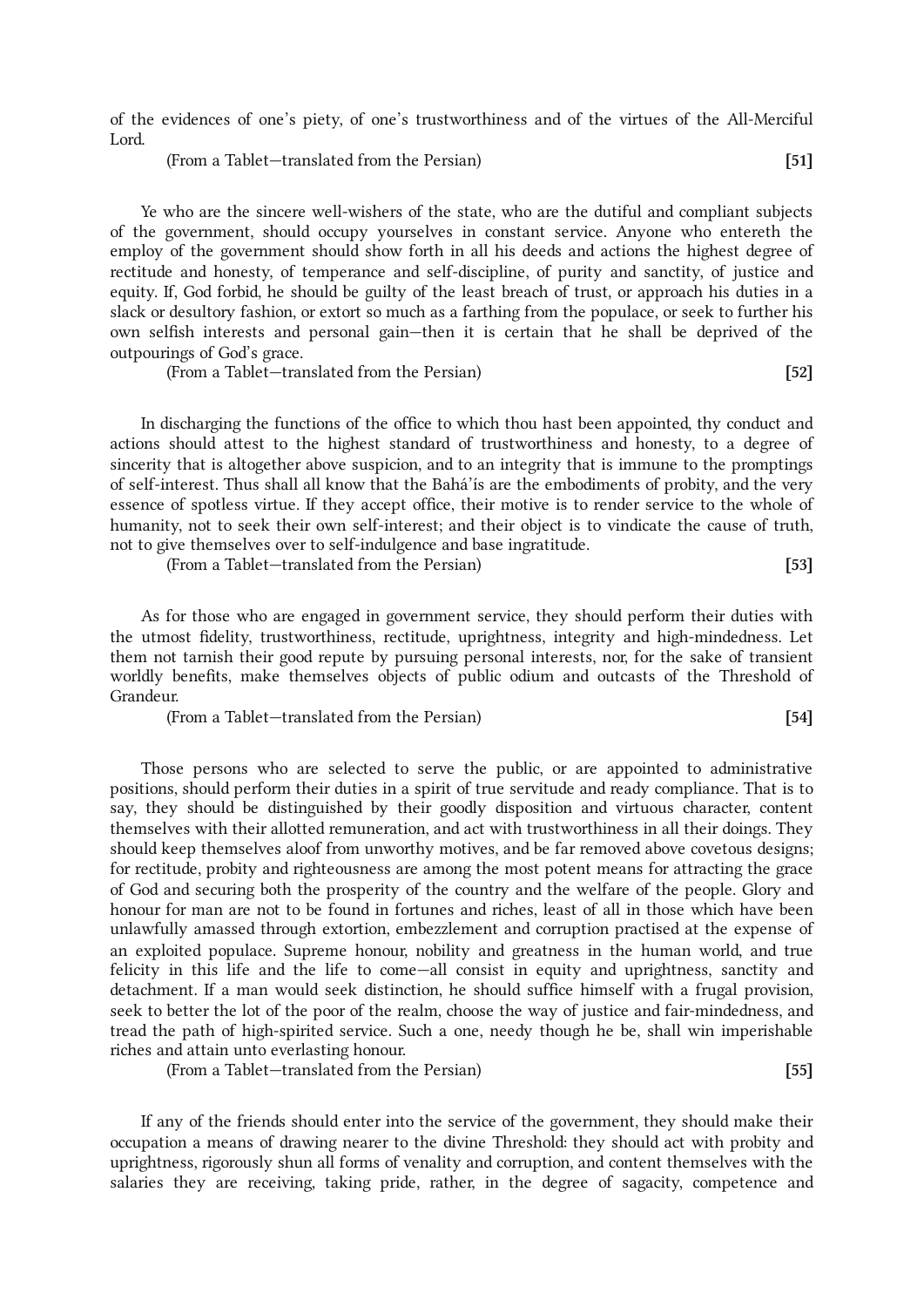of the evidences of one's piety, of one's trustworthiness and of the virtues of the All-Merciful Lord.

(From a Tablet—translated from the Persian) **[51]**

Ye who are the sincere well-wishers of the state, who are the dutiful and compliant subjects of the government, should occupy yourselves in constant service. Anyone who entereth the employ of the government should show forth in all his deeds and actions the highest degree of rectitude and honesty, of temperance and self-discipline, of purity and sanctity, of justice and equity. If, God forbid, he should be guilty of the least breach of trust, or approach his duties in a slack or desultory fashion, or extort so much as a farthing from the populace, or seek to further his own selfish interests and personal gain—then it is certain that he shall be deprived of the outpourings of God's grace.

(From a Tablet—translated from the Persian) **[52]**

In discharging the functions of the office to which thou hast been appointed, thy conduct and actions should attest to the highest standard of trustworthiness and honesty, to a degree of sincerity that is altogether above suspicion, and to an integrity that is immune to the promptings of self-interest. Thus shall all know that the Bahá'ís are the embodiments of probity, and the very essence of spotless virtue. If they accept office, their motive is to render service to the whole of humanity, not to seek their own self-interest; and their object is to vindicate the cause of truth, not to give themselves over to self-indulgence and base ingratitude.

(From a Tablet—translated from the Persian) **[53]**

As for those who are engaged in government service, they should perform their duties with the utmost fidelity, trustworthiness, rectitude, uprightness, integrity and high-mindedness. Let them not tarnish their good repute by pursuing personal interests, nor, for the sake of transient worldly benefits, make themselves objects of public odium and outcasts of the Threshold of Grandeur.

(From a Tablet—translated from the Persian) **[54]**

Those persons who are selected to serve the public, or are appointed to administrative positions, should perform their duties in a spirit of true servitude and ready compliance. That is to say, they should be distinguished by their goodly disposition and virtuous character, content themselves with their allotted remuneration, and act with trustworthiness in all their doings. They should keep themselves aloof from unworthy motives, and be far removed above covetous designs; for rectitude, probity and righteousness are among the most potent means for attracting the grace of God and securing both the prosperity of the country and the welfare of the people. Glory and honour for man are not to be found in fortunes and riches, least of all in those which have been unlawfully amassed through extortion, embezzlement and corruption practised at the expense of an exploited populace. Supreme honour, nobility and greatness in the human world, and true felicity in this life and the life to come—all consist in equity and uprightness, sanctity and detachment. If a man would seek distinction, he should suffice himself with a frugal provision, seek to better the lot of the poor of the realm, choose the way of justice and fair-mindedness, and tread the path of high-spirited service. Such a one, needy though he be, shall win imperishable riches and attain unto everlasting honour.

(From a Tablet—translated from the Persian) **[55]**

If any of the friends should enter into the service of the government, they should make their occupation a means of drawing nearer to the divine Threshold: they should act with probity and uprightness, rigorously shun all forms of venality and corruption, and content themselves with the salaries they are receiving, taking pride, rather, in the degree of sagacity, competence and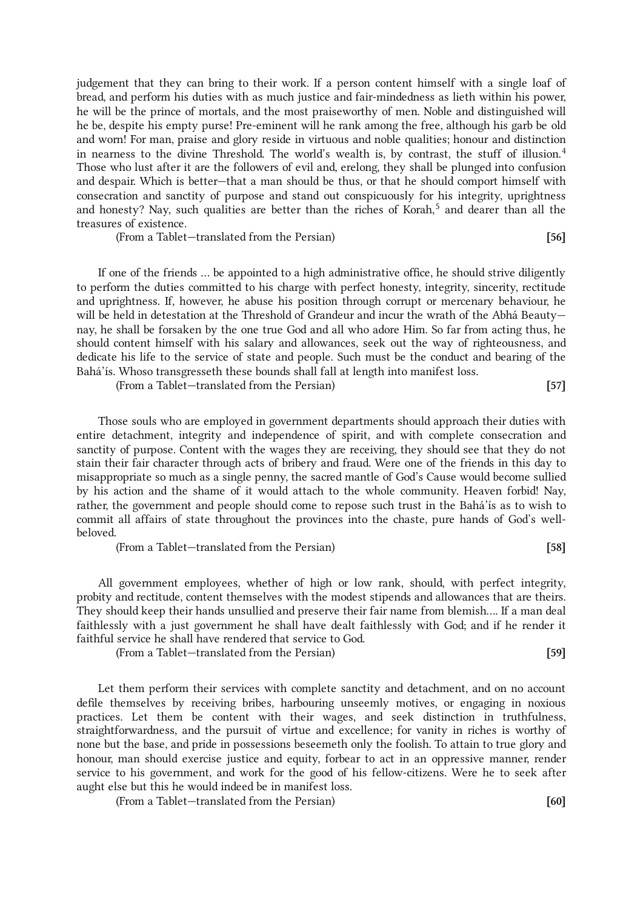judgement that they can bring to their work. If a person content himself with a single loaf of bread, and perform his duties with as much justice and fair-mindedness as lieth within his power, he will be the prince of mortals, and the most praiseworthy of men. Noble and distinguished will he be, despite his empty purse! Pre-eminent will he rank among the free, although his garb be old and worn! For man, praise and glory reside in virtuous and noble qualities; honour and distinction in nearness to the divine Threshold. The world's wealth is, by contrast, the stuff of illusion.[4] Those who lust after it are the followers of evil and, erelong, they shall be plunged into confusion and despair. Which is better—that a man should be thus, or that he should comport himself with consecration and sanctity of purpose and stand out conspicuously for his integrity, uprightness and honesty? Nay, such qualities are better than the riches of Korah,[5] and dearer than all the treasures of existence.

(From a Tablet—translated from the Persian) **[56]**

If one of the friends … be appointed to a high administrative office, he should strive diligently to perform the duties committed to his charge with perfect honesty, integrity, sincerity, rectitude and uprightness. If, however, he abuse his position through corrupt or mercenary behaviour, he will be held in detestation at the Threshold of Grandeur and incur the wrath of the Abhá Beauty—nay, he shall be forsaken by the one true God and all who adore Him. So far from acting thus, he should content himself with his salary and allowances, seek out the way of righteousness, and dedicate his life to the service of state and people. Such must be the conduct and bearing of the Bahá'ís. Whoso transgresseth these bounds shall fall at length into manifest loss.

(From a Tablet—translated from the Persian) **[57]**

Those souls who are employed in government departments should approach their duties with entire detachment, integrity and independence of spirit, and with complete consecration and sanctity of purpose. Content with the wages they are receiving, they should see that they do not stain their fair character through acts of bribery and fraud. Were one of the friends in this day to misappropriate so much as a single penny, the sacred mantle of God's Cause would become sullied by his action and the shame of it would attach to the whole community. Heaven forbid! Nay, rather, the government and people should come to repose such trust in the Bahá'ís as to wish to commit all affairs of state throughout the provinces into the chaste, pure hands of God's well-beloved.

(From a Tablet—translated from the Persian) **[58]**

All government employees, whether of high or low rank, should, with perfect integrity, probity and rectitude, content themselves with the modest stipends and allowances that are theirs. They should keep their hands unsullied and preserve their fair name from blemish…. If a man deal faithlessly with a just government he shall have dealt faithlessly with God; and if he render it faithful service he shall have rendered that service to God.

(From a Tablet—translated from the Persian) **[59]**

Let them perform their services with complete sanctity and detachment, and on no account defile themselves by receiving bribes, harbouring unseemly motives, or engaging in noxious practices. Let them be content with their wages, and seek distinction in truthfulness, straightforwardness, and the pursuit of virtue and excellence; for vanity in riches is worthy of none but the base, and pride in possessions beseemeth only the foolish. To attain to true glory and honour, man should exercise justice and equity, forbear to act in an oppressive manner, render service to his government, and work for the good of his fellow-citizens. Were he to seek after aught else but this he would indeed be in manifest loss.

(From a Tablet—translated from the Persian) **[60]**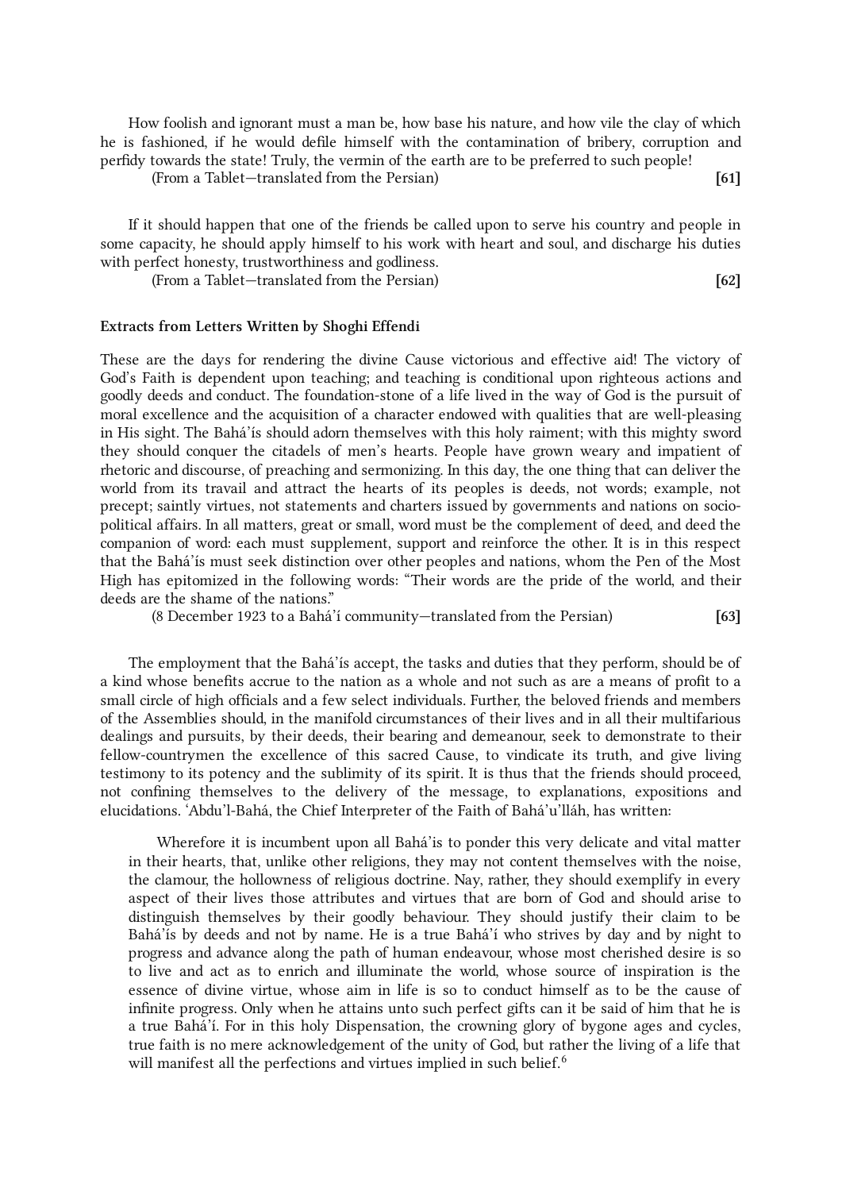How foolish and ignorant must a man be, how base his nature, and how vile the clay of which he is fashioned, if he would defile himself with the contamination of bribery, corruption and perfidy towards the state! Truly, the vermin of the earth are to be preferred to such people!

(From a Tablet—translated from the Persian) **[61]**

If it should happen that one of the friends be called upon to serve his country and people in some capacity, he should apply himself to his work with heart and soul, and discharge his duties with perfect honesty, trustworthiness and godliness.

(From a Tablet—translated from the Persian) **[62]**

### Extracts from Letters Written by Shoghi Effendi

These are the days for rendering the divine Cause victorious and effective aid! The victory of God's Faith is dependent upon teaching; and teaching is conditional upon righteous actions and goodly deeds and conduct. The foundation-stone of a life lived in the way of God is the pursuit of moral excellence and the acquisition of a character endowed with qualities that are well-pleasing in His sight. The Bahá'ís should adorn themselves with this holy raiment; with this mighty sword they should conquer the citadels of men's hearts. People have grown weary and impatient of rhetoric and discourse, of preaching and sermonizing. In this day, the one thing that can deliver the world from its travail and attract the hearts of its peoples is deeds, not words; example, not precept; saintly virtues, not statements and charters issued by governments and nations on socio-political affairs. In all matters, great or small, word must be the complement of deed, and deed the companion of word: each must supplement, support and reinforce the other. It is in this respect that the Bahá'ís must seek distinction over other peoples and nations, whom the Pen of the Most High has epitomized in the following words: "Their words are the pride of the world, and their deeds are the shame of the nations."

(8 December 1923 to a Bahá'í community—translated from the Persian) **[63]**

The employment that the Bahá'ís accept, the tasks and duties that they perform, should be of a kind whose benefits accrue to the nation as a whole and not such as are a means of profit to a small circle of high officials and a few select individuals. Further, the beloved friends and members of the Assemblies should, in the manifold circumstances of their lives and in all their multifarious dealings and pursuits, by their deeds, their bearing and demeanour, seek to demonstrate to their fellow-countrymen the excellence of this sacred Cause, to vindicate its truth, and give living testimony to its potency and the sublimity of its spirit. It is thus that the friends should proceed, not confining themselves to the delivery of the message, to explanations, expositions and elucidations. 'Abdu'l-Bahá, the Chief Interpreter of the Faith of Bahá'u'lláh, has written:

> Wherefore it is incumbent upon all Bahá'ís to ponder this very delicate and vital matter in their hearts, that, unlike other religions, they may not content themselves with the noise, the clamour, the hollowness of religious doctrine. Nay, rather, they should exemplify in every aspect of their lives those attributes and virtues that are born of God and should arise to distinguish themselves by their goodly behaviour. They should justify their claim to be Bahá'ís by deeds and not by name. He is a true Bahá'í who strives by day and by night to progress and advance along the path of human endeavour, whose most cherished desire is so to live and act as to enrich and illuminate the world, whose source of inspiration is the essence of divine virtue, whose aim in life is so to conduct himself as to be the cause of infinite progress. Only when he attains unto such perfect gifts can it be said of him that he is a true Bahá'í. For in this holy Dispensation, the crowning glory of bygone ages and cycles, true faith is no mere acknowledgement of the unity of God, but rather the living of a life that will manifest all the perfections and virtues implied in such belief.[6]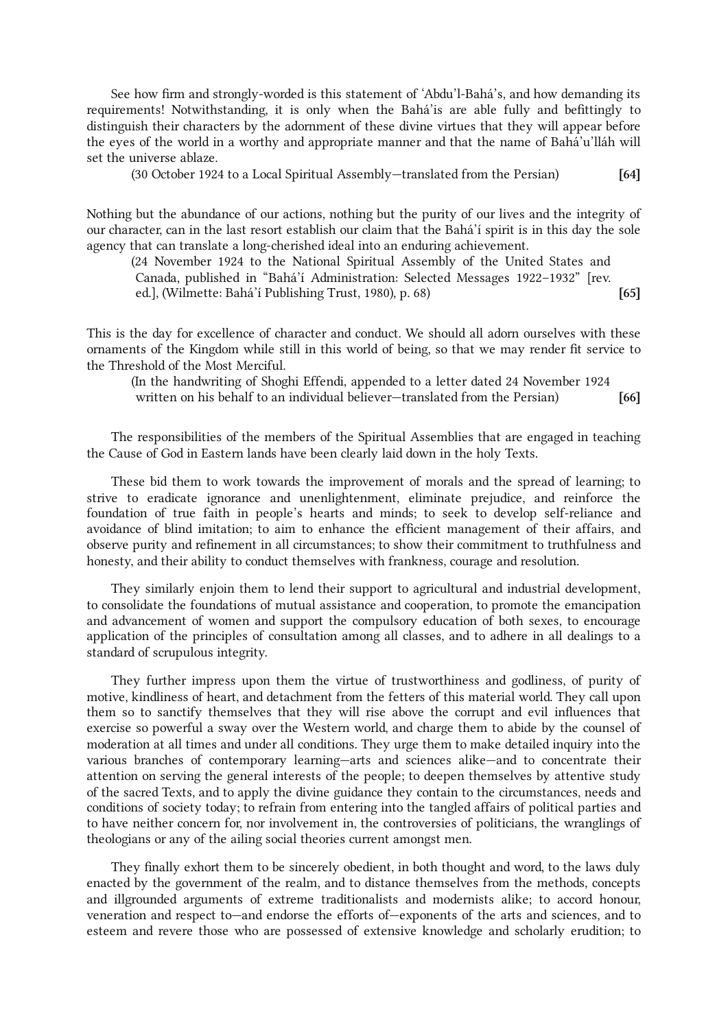See how firm and strongly-worded is this statement of 'Abdu'l-Bahá's, and how demanding its requirements! Notwithstanding, it is only when the Bahá'ís are able fully and befittingly to distinguish their characters by the adornment of these divine virtues that they will appear before the eyes of the world in a worthy and appropriate manner and that the name of Bahá'u'lláh will set the universe ablaze.

(30 October 1924 to a Local Spiritual Assembly—translated from the Persian) **[64]**

Nothing but the abundance of our actions, nothing but the purity of our lives and the integrity of our character, can in the last resort establish our claim that the Bahá'í spirit is in this day the sole agency that can translate a long-cherished ideal into an enduring achievement.

(24 November 1924 to the National Spiritual Assembly of the United States and Canada, published in "Bahá'í Administration: Selected Messages 1922–1932" [rev. ed.], (Wilmette: Bahá'í Publishing Trust, 1980), p. 68) **[65]**

This is the day for excellence of character and conduct. We should all adorn ourselves with these ornaments of the Kingdom while still in this world of being, so that we may render fit service to the Threshold of the Most Merciful.

(In the handwriting of Shoghi Effendi, appended to a letter dated 24 November 1924 written on his behalf to an individual believer—translated from the Persian) **[66]**

The responsibilities of the members of the Spiritual Assemblies that are engaged in teaching the Cause of God in Eastern lands have been clearly laid down in the holy Texts.

These bid them to work towards the improvement of morals and the spread of learning; to strive to eradicate ignorance and unenlightenment, eliminate prejudice, and reinforce the foundation of true faith in people's hearts and minds; to seek to develop self-reliance and avoidance of blind imitation; to aim to enhance the efficient management of their affairs, and observe purity and refinement in all circumstances; to show their commitment to truthfulness and honesty, and their ability to conduct themselves with frankness, courage and resolution.

They similarly enjoin them to lend their support to agricultural and industrial development, to consolidate the foundations of mutual assistance and cooperation, to promote the emancipation and advancement of women and support the compulsory education of both sexes, to encourage application of the principles of consultation among all classes, and to adhere in all dealings to a standard of scrupulous integrity.

They further impress upon them the virtue of trustworthiness and godliness, of purity of motive, kindliness of heart, and detachment from the fetters of this material world. They call upon them so to sanctify themselves that they will rise above the corrupt and evil influences that exercise so powerful a sway over the Western world, and charge them to abide by the counsel of moderation at all times and under all conditions. They urge them to make detailed inquiry into the various branches of contemporary learning—arts and sciences alike—and to concentrate their attention on serving the general interests of the people; to deepen themselves by attentive study of the sacred Texts, and to apply the divine guidance they contain to the circumstances, needs and conditions of society today; to refrain from entering into the tangled affairs of political parties and to have neither concern for, nor involvement in, the controversies of politicians, the wranglings of theologians or any of the ailing social theories current amongst men.

They finally exhort them to be sincerely obedient, in both thought and word, to the laws duly enacted by the government of the realm, and to distance themselves from the methods, concepts and illgrounded arguments of extreme traditionalists and modernists alike; to accord honour, veneration and respect to—and endorse the efforts of—exponents of the arts and sciences, and to esteem and revere those who are possessed of extensive knowledge and scholarly erudition; to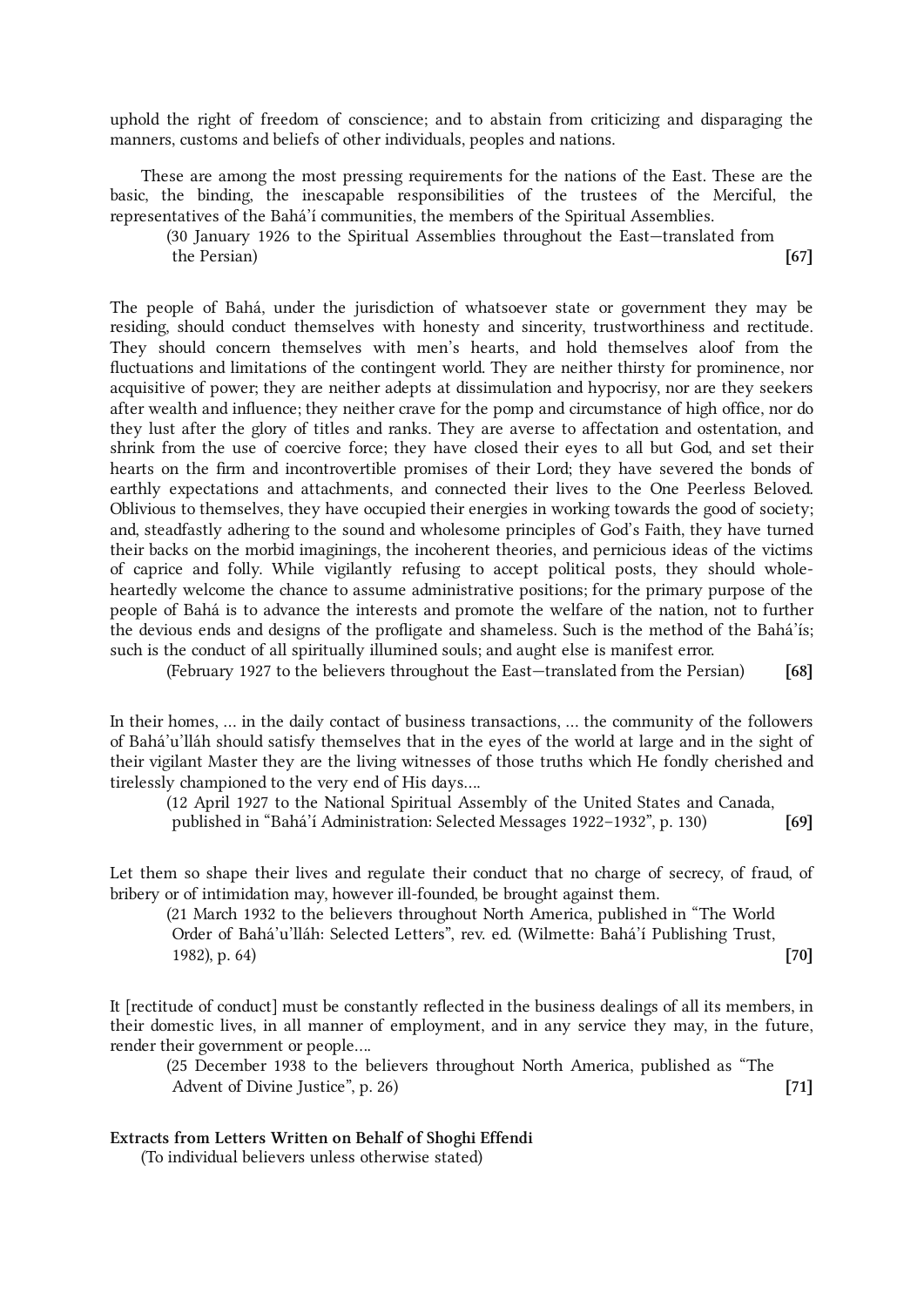uphold the right of freedom of conscience; and to abstain from criticizing and disparaging the manners, customs and beliefs of other individuals, peoples and nations.

These are among the most pressing requirements for the nations of the East. These are the basic, the binding, the inescapable responsibilities of the trustees of the Merciful, the representatives of the Bahá'í communities, the members of the Spiritual Assemblies.

(30 January 1926 to the Spiritual Assemblies throughout the East—translated from the Persian) **[67]**

The people of Bahá, under the jurisdiction of whatsoever state or government they may be residing, should conduct themselves with honesty and sincerity, trustworthiness and rectitude. They should concern themselves with men's hearts, and hold themselves aloof from the fluctuations and limitations of the contingent world. They are neither thirsty for prominence, nor acquisitive of power; they are neither adepts at dissimulation and hypocrisy, nor are they seekers after wealth and influence; they neither crave for the pomp and circumstance of high office, nor do they lust after the glory of titles and ranks. They are averse to affectation and ostentation, and shrink from the use of coercive force; they have closed their eyes to all but God, and set their hearts on the firm and incontrovertible promises of their Lord; they have severed the bonds of earthly expectations and attachments, and connected their lives to the One Peerless Beloved. Oblivious to themselves, they have occupied their energies in working towards the good of society; and, steadfastly adhering to the sound and wholesome principles of God's Faith, they have turned their backs on the morbid imaginings, the incoherent theories, and pernicious ideas of the victims of caprice and folly. While vigilantly refusing to accept political posts, they should wholeheartedly welcome the chance to assume administrative positions; for the primary purpose of the people of Bahá is to advance the interests and promote the welfare of the nation, not to further the devious ends and designs of the profligate and shameless. Such is the method of the Bahá'ís; such is the conduct of all spiritually illumined souls; and aught else is manifest error.

(February 1927 to the believers throughout the East—translated from the Persian) **[68]**

In their homes, … in the daily contact of business transactions, … the community of the followers of Bahá'u'lláh should satisfy themselves that in the eyes of the world at large and in the sight of their vigilant Master they are the living witnesses of those truths which He fondly cherished and tirelessly championed to the very end of His days….

(12 April 1927 to the National Spiritual Assembly of the United States and Canada, published in "Bahá'í Administration: Selected Messages 1922–1932", p. 130) **[69]**

Let them so shape their lives and regulate their conduct that no charge of secrecy, of fraud, of bribery or of intimidation may, however ill-founded, be brought against them.

(21 March 1932 to the believers throughout North America, published in "The World Order of Bahá'u'lláh: Selected Letters", rev. ed. (Wilmette: Bahá'í Publishing Trust, 1982), p. 64) **[70]**

It [rectitude of conduct] must be constantly reflected in the business dealings of all its members, in their domestic lives, in all manner of employment, and in any service they may, in the future, render their government or people….

(25 December 1938 to the believers throughout North America, published as "The Advent of Divine Justice", p. 26) **[71]**

**Extracts from Letters Written on Behalf of Shoghi Effendi**

(To individual believers unless otherwise stated)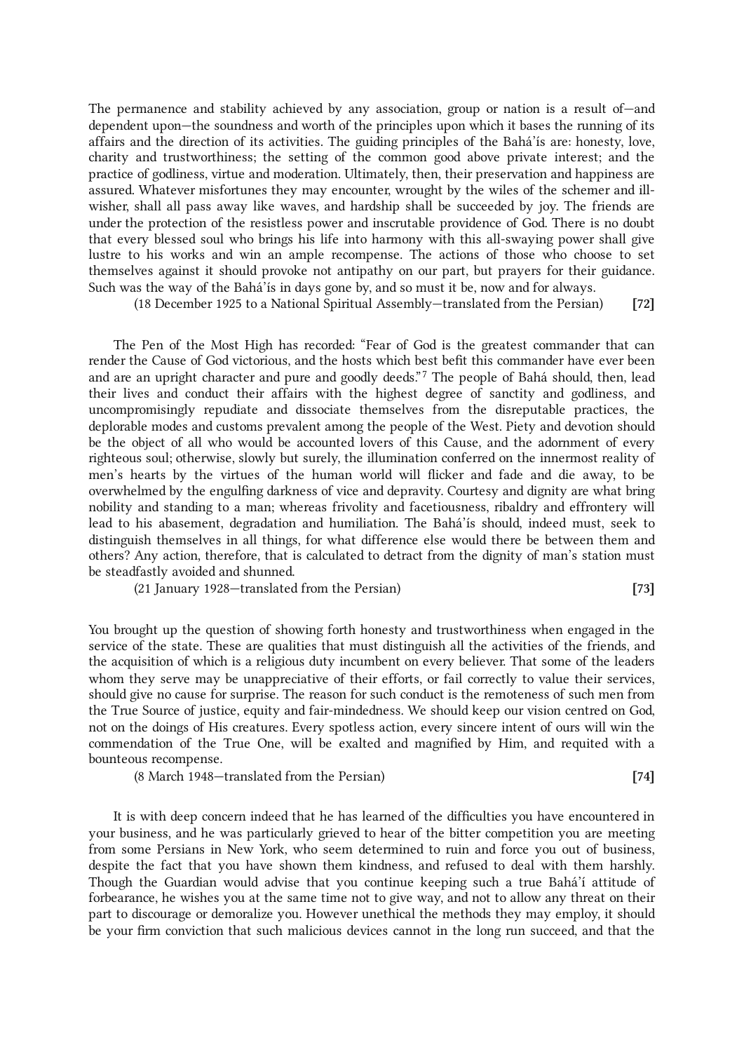The permanence and stability achieved by any association, group or nation is a result of—and dependent upon—the soundness and worth of the principles upon which it bases the running of its affairs and the direction of its activities. The guiding principles of the Bahá'ís are: honesty, love, charity and trustworthiness; the setting of the common good above private interest; and the practice of godliness, virtue and moderation. Ultimately, then, their preservation and happiness are assured. Whatever misfortunes they may encounter, wrought by the wiles of the schemer and ill-wisher, shall all pass away like waves, and hardship shall be succeeded by joy. The friends are under the protection of the resistless power and inscrutable providence of God. There is no doubt that every blessed soul who brings his life into harmony with this all-swaying power shall give lustre to his works and win an ample recompense. The actions of those who choose to set themselves against it should provoke not antipathy on our part, but prayers for their guidance. Such was the way of the Bahá'ís in days gone by, and so must it be, now and for always.

(18 December 1925 to a National Spiritual Assembly—translated from the Persian) **[72]**

The Pen of the Most High has recorded: "Fear of God is the greatest commander that can render the Cause of God victorious, and the hosts which best befit this commander have ever been and are an upright character and pure and goodly deeds."[7] The people of Bahá should, then, lead their lives and conduct their affairs with the highest degree of sanctity and godliness, and uncompromisingly repudiate and dissociate themselves from the disreputable practices, the deplorable modes and customs prevalent among the people of the West. Piety and devotion should be the object of all who would be accounted lovers of this Cause, and the adornment of every righteous soul; otherwise, slowly but surely, the illumination conferred on the innermost reality of men's hearts by the virtues of the human world will flicker and fade and die away, to be overwhelmed by the engulfing darkness of vice and depravity. Courtesy and dignity are what bring nobility and standing to a man; whereas frivolity and facetiousness, ribaldry and effrontery will lead to his abasement, degradation and humiliation. The Bahá'ís should, indeed must, seek to distinguish themselves in all things, for what difference else would there be between them and others? Any action, therefore, that is calculated to detract from the dignity of man's station must be steadfastly avoided and shunned.

(21 January 1928—translated from the Persian) **[73]**

You brought up the question of showing forth honesty and trustworthiness when engaged in the service of the state. These are qualities that must distinguish all the activities of the friends, and the acquisition of which is a religious duty incumbent on every believer. That some of the leaders whom they serve may be unappreciative of their efforts, or fail correctly to value their services, should give no cause for surprise. The reason for such conduct is the remoteness of such men from the True Source of justice, equity and fair-mindedness. We should keep our vision centred on God, not on the doings of His creatures. Every spotless action, every sincere intent of ours will win the commendation of the True One, will be exalted and magnified by Him, and requited with a bounteous recompense.

(8 March 1948—translated from the Persian) **[74]**

It is with deep concern indeed that he has learned of the difficulties you have encountered in your business, and he was particularly grieved to hear of the bitter competition you are meeting from some Persians in New York, who seem determined to ruin and force you out of business, despite the fact that you have shown them kindness, and refused to deal with them harshly. Though the Guardian would advise that you continue keeping such a true Bahá'í attitude of forbearance, he wishes you at the same time not to give way, and not to allow any threat on their part to discourage or demoralize you. However unethical the methods they may employ, it should be your firm conviction that such malicious devices cannot in the long run succeed, and that the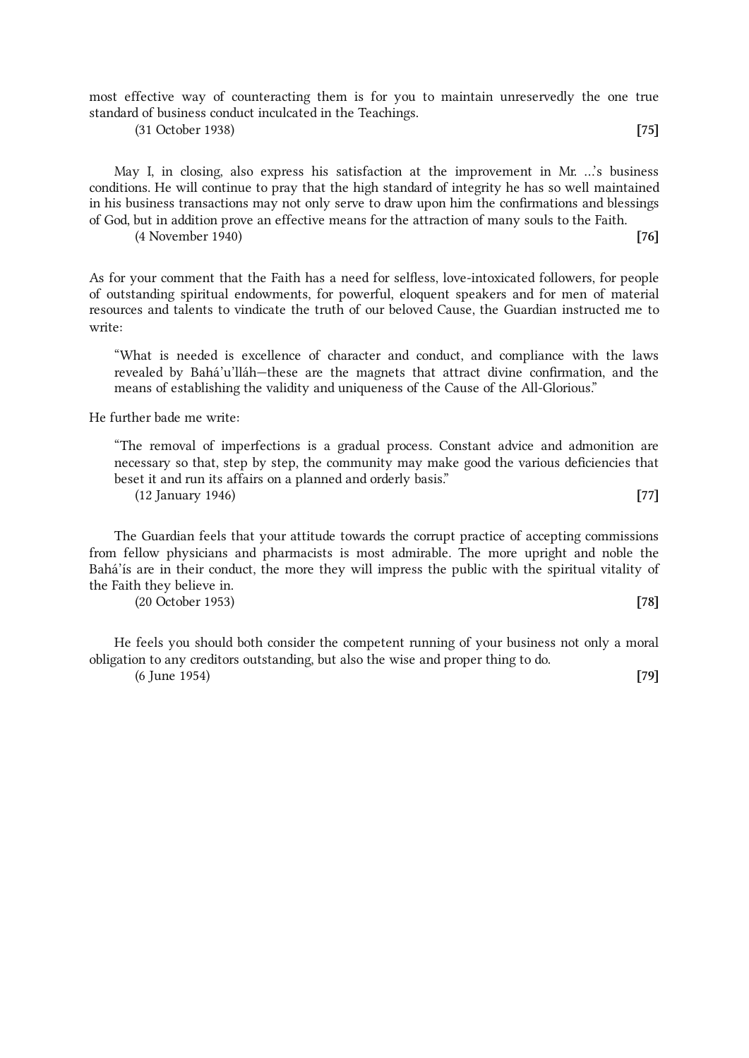most effective way of counteracting them is for you to maintain unreservedly the one true standard of business conduct inculcated in the Teachings.

(31 October 1938) **[75]**

May I, in closing, also express his satisfaction at the improvement in Mr. ...'s business conditions. He will continue to pray that the high standard of integrity he has so well maintained in his business transactions may not only serve to draw upon him the confirmations and blessings of God, but in addition prove an effective means for the attraction of many souls to the Faith.

(4 November 1940) **[76]**

As for your comment that the Faith has a need for selfless, love-intoxicated followers, for people of outstanding spiritual endowments, for powerful, eloquent speakers and for men of material resources and talents to vindicate the truth of our beloved Cause, the Guardian instructed me to write:

> "What is needed is excellence of character and conduct, and compliance with the laws revealed by Bahá'u'lláh—these are the magnets that attract divine confirmation, and the means of establishing the validity and uniqueness of the Cause of the All-Glorious."

He further bade me write:

> "The removal of imperfections is a gradual process. Constant advice and admonition are necessary so that, step by step, the community may make good the various deficiencies that beset it and run its affairs on a planned and orderly basis."
>
> (12 January 1946) **[77]**

The Guardian feels that your attitude towards the corrupt practice of accepting commissions from fellow physicians and pharmacists is most admirable. The more upright and noble the Bahá'ís are in their conduct, the more they will impress the public with the spiritual vitality of the Faith they believe in.

(20 October 1953) **[78]**

He feels you should both consider the competent running of your business not only a moral obligation to any creditors outstanding, but also the wise and proper thing to do.

(6 June 1954) **[79]**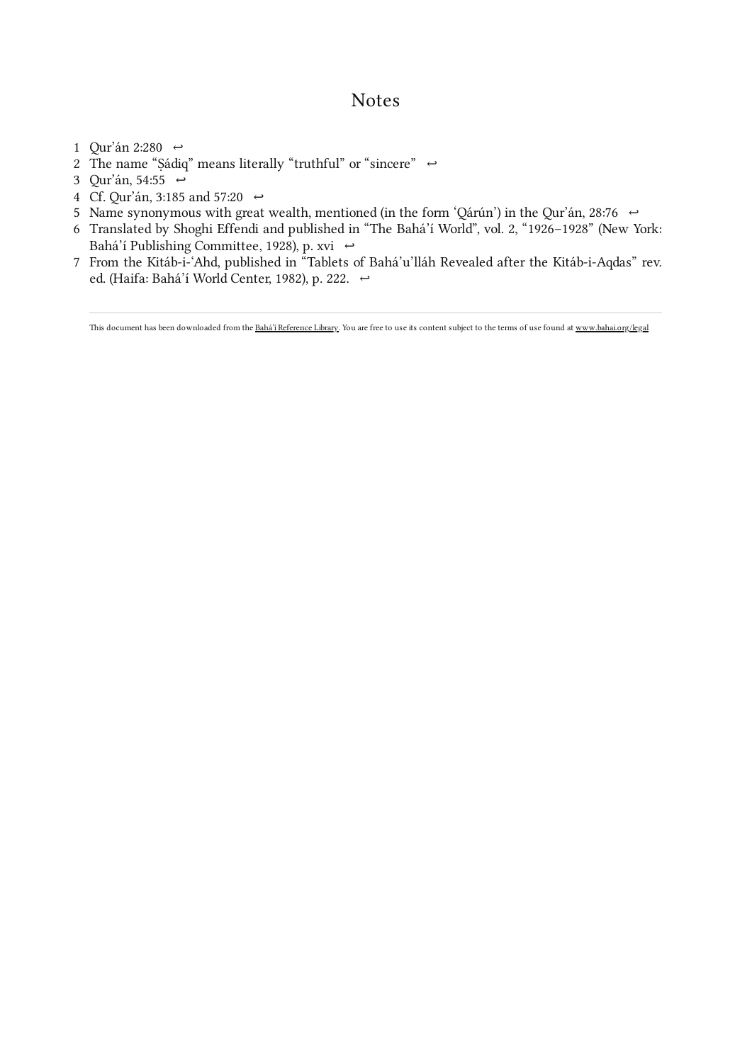# Notes

1. Qur'án 2:280 ↩
2. The name "Ṣádiq" means literally "truthful" or "sincere" ↩
3. Qur'án, 54:55 ↩
4. Cf. Qur'án, 3:185 and 57:20 ↩
5. Name synonymous with great wealth, mentioned (in the form 'Qárún') in the Qur'án, 28:76 ↩
6. Translated by Shoghi Effendi and published in "The Bahá'í World", vol. 2, "1926–1928" (New York: Bahá'í Publishing Committee, 1928), p. xvi ↩
7. From the Kitáb-i-'Ahd, published in "Tablets of Bahá'u'lláh Revealed after the Kitáb-i-Aqdas" rev. ed. (Haifa: Bahá'í World Center, 1982), p. 222. ↩

---

This document has been downloaded from the Bahá'í Reference Library. You are free to use its content subject to the terms of use found at www.bahai.org/legal